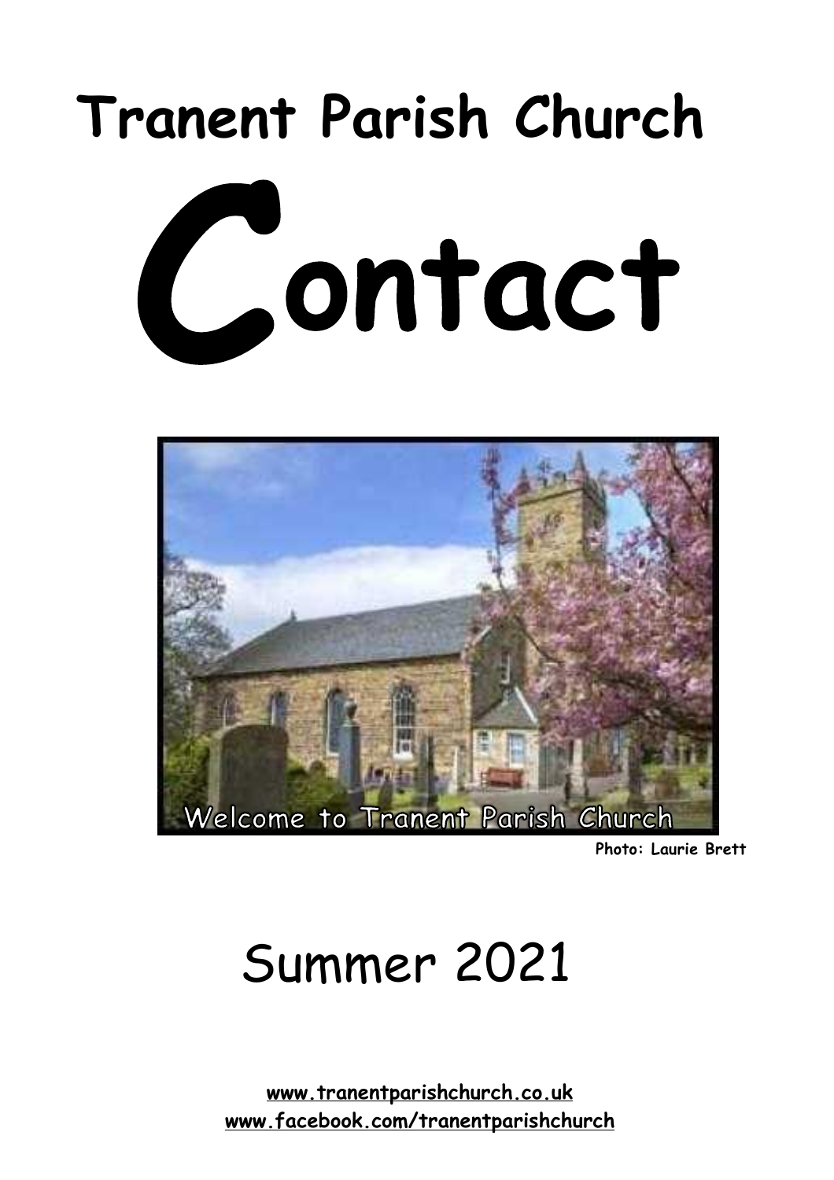# Tranent Parish Church

# Contact

Welcome to Tranent Parish Church

**Photo: Laurie Brett**

## Summer 2021

**www.tranentparishchurch.co.uk**
**www.facebook.com/tranentparishchurch**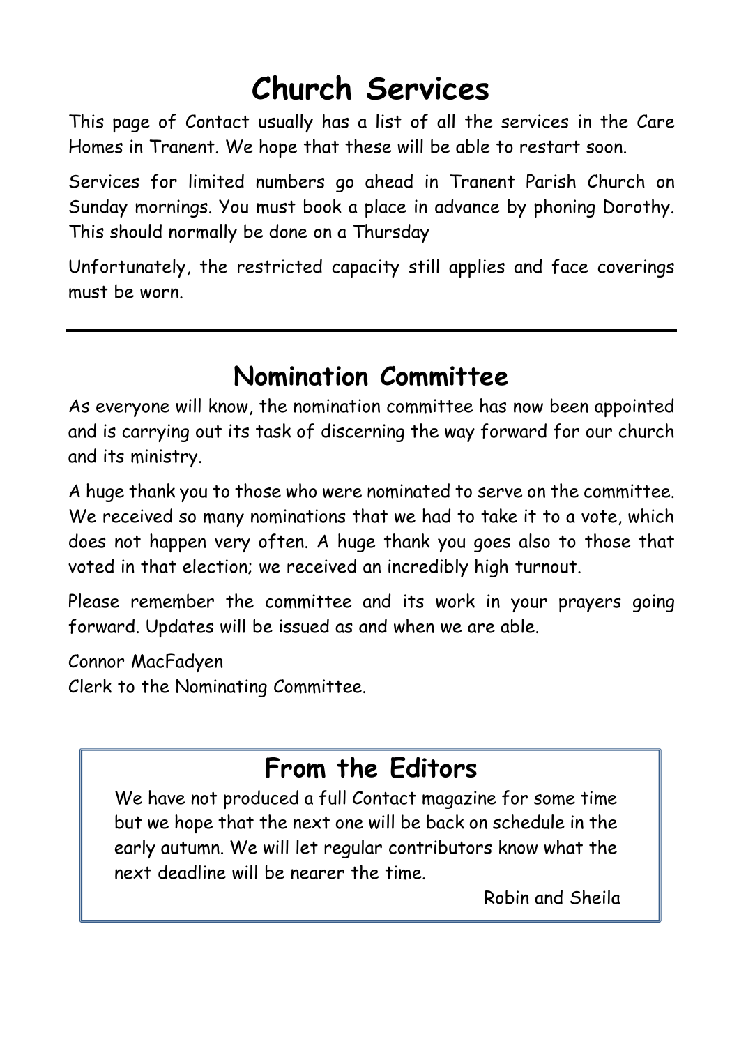# Church Services

This page of Contact usually has a list of all the services in the Care Homes in Tranent. We hope that these will be able to restart soon.

Services for limited numbers go ahead in Tranent Parish Church on Sunday mornings. You must book a place in advance by phoning Dorothy. This should normally be done on a Thursday

Unfortunately, the restricted capacity still applies and face coverings must be worn.

---

# Nomination Committee

As everyone will know, the nomination committee has now been appointed and is carrying out its task of discerning the way forward for our church and its ministry.

A huge thank you to those who were nominated to serve on the committee. We received so many nominations that we had to take it to a vote, which does not happen very often. A huge thank you goes also to those that voted in that election; we received an incredibly high turnout.

Please remember the committee and its work in your prayers going forward. Updates will be issued as and when we are able.

Connor MacFadyen
Clerk to the Nominating Committee.

# From the Editors

We have not produced a full Contact magazine for some time but we hope that the next one will be back on schedule in the early autumn. We will let regular contributors know what the next deadline will be nearer the time.

Robin and Sheila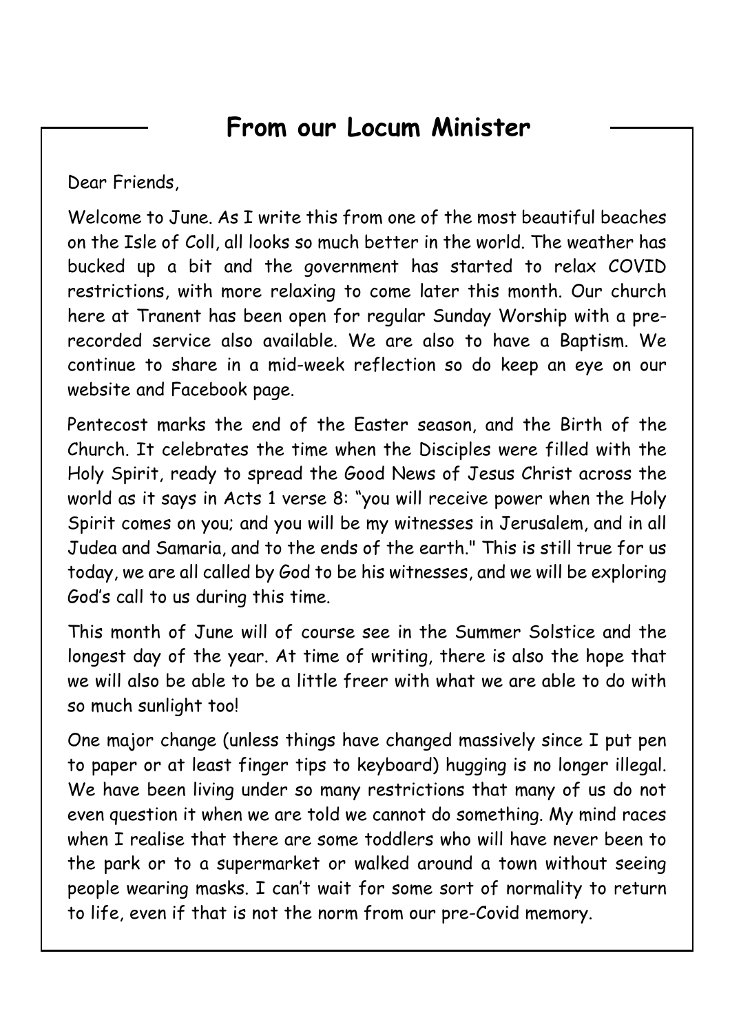## From our Locum Minister

Dear Friends,

Welcome to June. As I write this from one of the most beautiful beaches on the Isle of Coll, all looks so much better in the world. The weather has bucked up a bit and the government has started to relax COVID restrictions, with more relaxing to come later this month. Our church here at Tranent has been open for regular Sunday Worship with a pre-recorded service also available. We are also to have a Baptism. We continue to share in a mid-week reflection so do keep an eye on our website and Facebook page.

Pentecost marks the end of the Easter season, and the Birth of the Church. It celebrates the time when the Disciples were filled with the Holy Spirit, ready to spread the Good News of Jesus Christ across the world as it says in Acts 1 verse 8: "you will receive power when the Holy Spirit comes on you; and you will be my witnesses in Jerusalem, and in all Judea and Samaria, and to the ends of the earth." This is still true for us today, we are all called by God to be his witnesses, and we will be exploring God's call to us during this time.

This month of June will of course see in the Summer Solstice and the longest day of the year. At time of writing, there is also the hope that we will also be able to be a little freer with what we are able to do with so much sunlight too!

One major change (unless things have changed massively since I put pen to paper or at least finger tips to keyboard) hugging is no longer illegal. We have been living under so many restrictions that many of us do not even question it when we are told we cannot do something. My mind races when I realise that there are some toddlers who will have never been to the park or to a supermarket or walked around a town without seeing people wearing masks. I can't wait for some sort of normality to return to life, even if that is not the norm from our pre-Covid memory.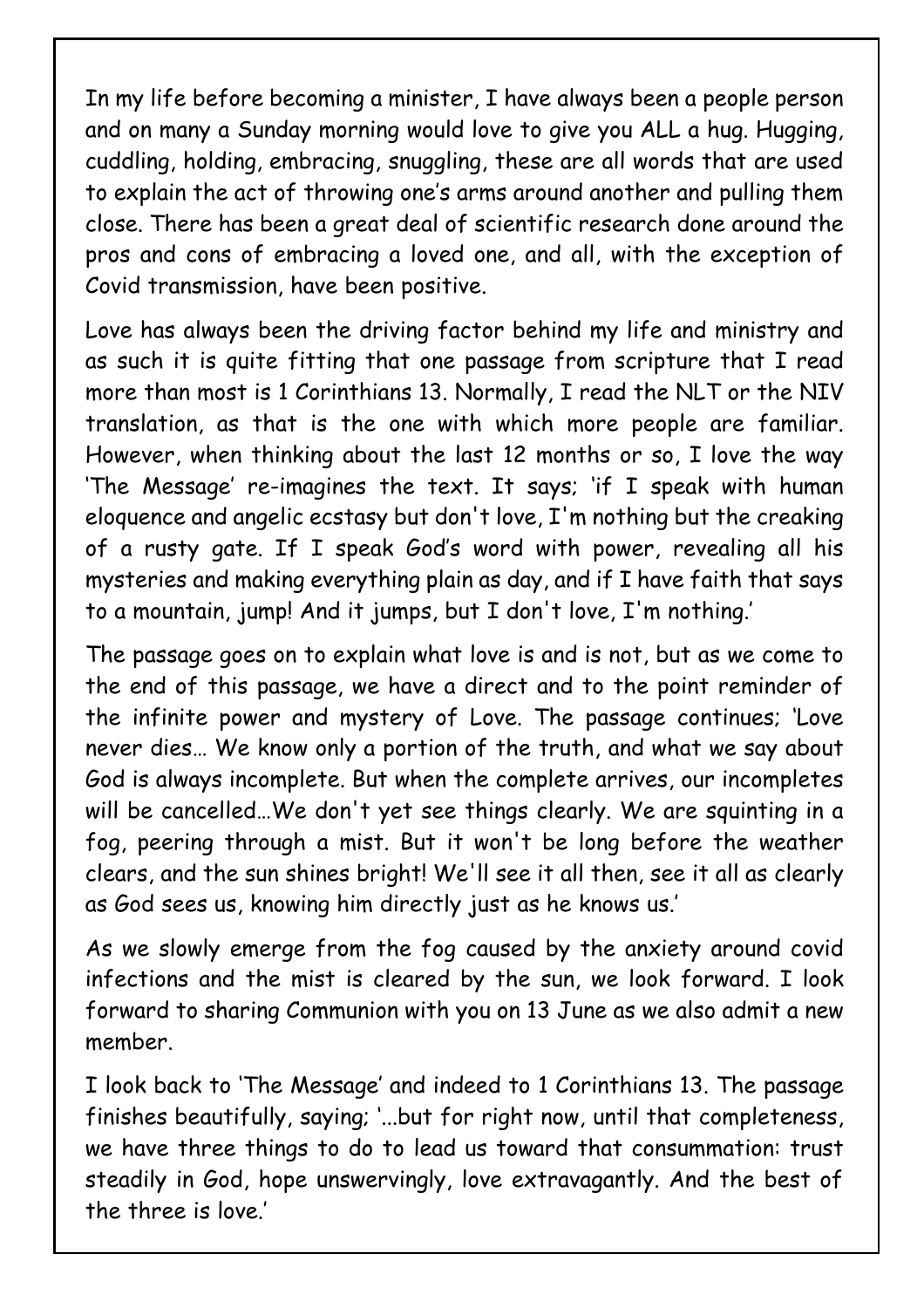In my life before becoming a minister, I have always been a people person and on many a Sunday morning would love to give you ALL a hug. Hugging, cuddling, holding, embracing, snuggling, these are all words that are used to explain the act of throwing one's arms around another and pulling them close. There has been a great deal of scientific research done around the pros and cons of embracing a loved one, and all, with the exception of Covid transmission, have been positive.

Love has always been the driving factor behind my life and ministry and as such it is quite fitting that one passage from scripture that I read more than most is 1 Corinthians 13. Normally, I read the NLT or the NIV translation, as that is the one with which more people are familiar. However, when thinking about the last 12 months or so, I love the way 'The Message' re-imagines the text. It says; 'if I speak with human eloquence and angelic ecstasy but don't love, I'm nothing but the creaking of a rusty gate. If I speak God's word with power, revealing all his mysteries and making everything plain as day, and if I have faith that says to a mountain, jump! And it jumps, but I don't love, I'm nothing.'

The passage goes on to explain what love is and is not, but as we come to the end of this passage, we have a direct and to the point reminder of the infinite power and mystery of Love. The passage continues; 'Love never dies… We know only a portion of the truth, and what we say about God is always incomplete. But when the complete arrives, our incompletes will be cancelled…We don't yet see things clearly. We are squinting in a fog, peering through a mist. But it won't be long before the weather clears, and the sun shines bright! We'll see it all then, see it all as clearly as God sees us, knowing him directly just as he knows us.'

As we slowly emerge from the fog caused by the anxiety around covid infections and the mist is cleared by the sun, we look forward. I look forward to sharing Communion with you on 13 June as we also admit a new member.

I look back to 'The Message' and indeed to 1 Corinthians 13. The passage finishes beautifully, saying; '...but for right now, until that completeness, we have three things to do to lead us toward that consummation: trust steadily in God, hope unswervingly, love extravagantly. And the best of the three is love.'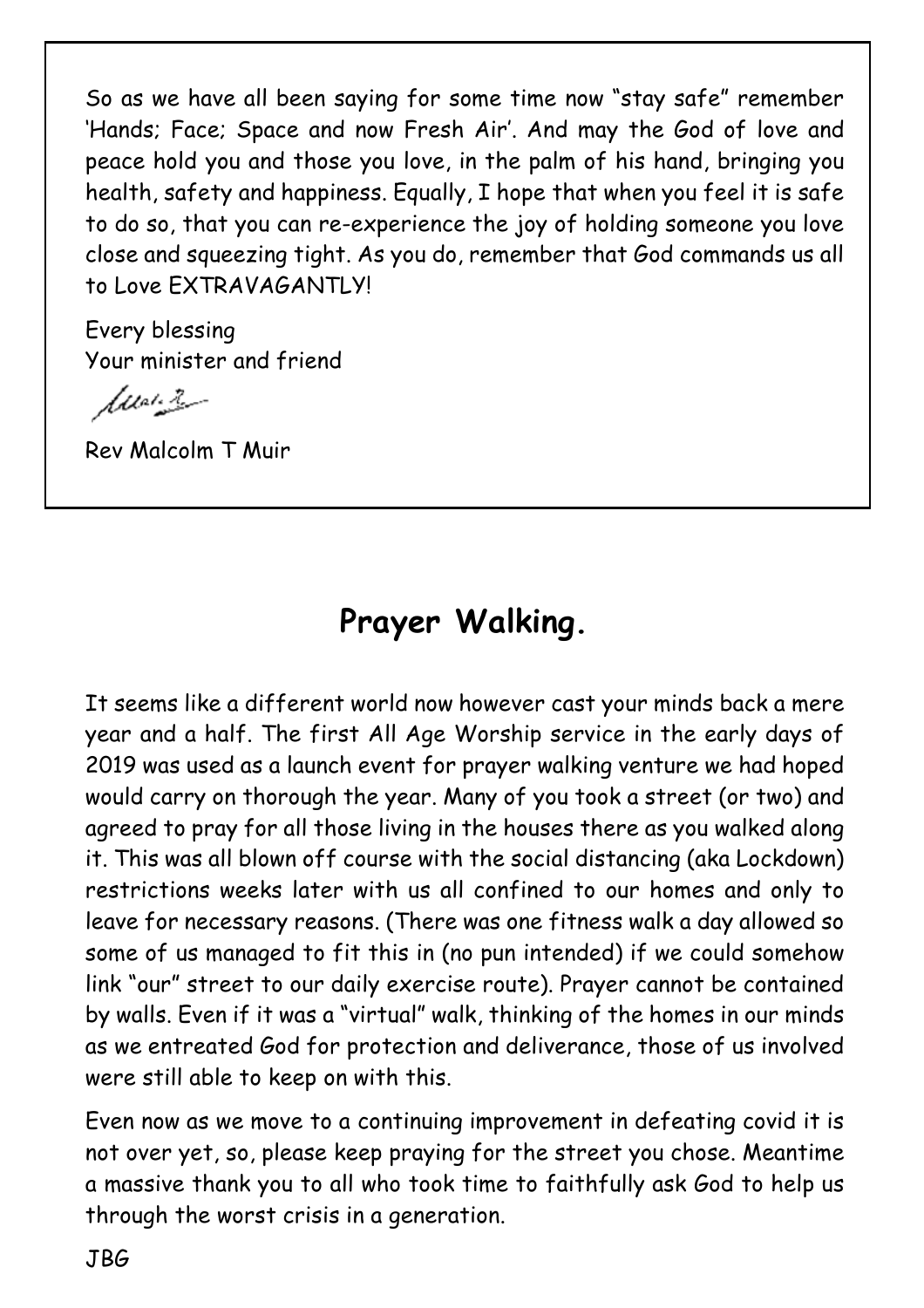So as we have all been saying for some time now "stay safe" remember 'Hands; Face; Space and now Fresh Air'. And may the God of love and peace hold you and those you love, in the palm of his hand, bringing you health, safety and happiness. Equally, I hope that when you feel it is safe to do so, that you can re-experience the joy of holding someone you love close and squeezing tight. As you do, remember that God commands us all to Love EXTRAVAGANTLY!

Every blessing  
Your minister and friend

Rev Malcolm T Muir

## Prayer Walking.

It seems like a different world now however cast your minds back a mere year and a half. The first All Age Worship service in the early days of 2019 was used as a launch event for prayer walking venture we had hoped would carry on thorough the year. Many of you took a street (or two) and agreed to pray for all those living in the houses there as you walked along it. This was all blown off course with the social distancing (aka Lockdown) restrictions weeks later with us all confined to our homes and only to leave for necessary reasons. (There was one fitness walk a day allowed so some of us managed to fit this in (no pun intended) if we could somehow link "our" street to our daily exercise route). Prayer cannot be contained by walls. Even if it was a "virtual" walk, thinking of the homes in our minds as we entreated God for protection and deliverance, those of us involved were still able to keep on with this.

Even now as we move to a continuing improvement in defeating covid it is not over yet, so, please keep praying for the street you chose. Meantime a massive thank you to all who took time to faithfully ask God to help us through the worst crisis in a generation.

JBG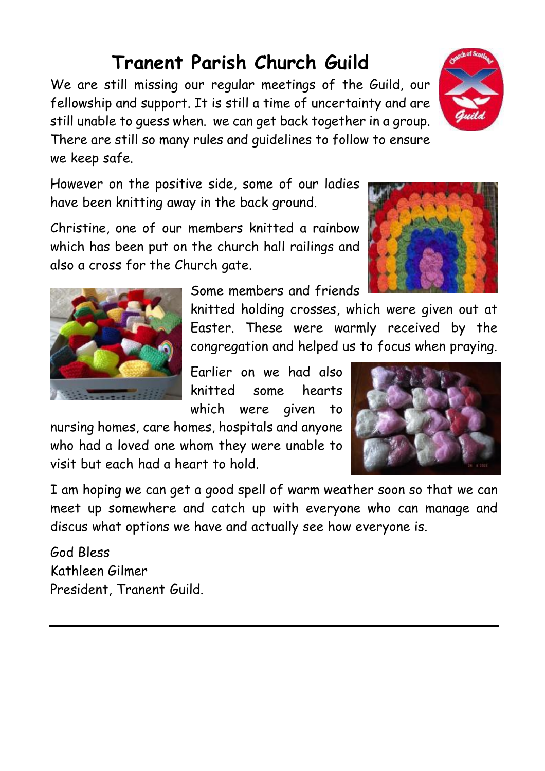# Tranent Parish Church Guild

We are still missing our regular meetings of the Guild, our fellowship and support. It is still a time of uncertainty and are still unable to guess when. we can get back together in a group. There are still so many rules and guidelines to follow to ensure we keep safe.

However on the positive side, some of our ladies have been knitting away in the back ground.

Christine, one of our members knitted a rainbow which has been put on the church hall railings and also a cross for the Church gate.

Some members and friends knitted holding crosses, which were given out at Easter. These were warmly received by the congregation and helped us to focus when praying.

Earlier on we had also knitted some hearts which were given to nursing homes, care homes, hospitals and anyone who had a loved one whom they were unable to visit but each had a heart to hold.

I am hoping we can get a good spell of warm weather soon so that we can meet up somewhere and catch up with everyone who can manage and discus what options we have and actually see how everyone is.

God Bless  
Kathleen Gilmer  
President, Tranent Guild.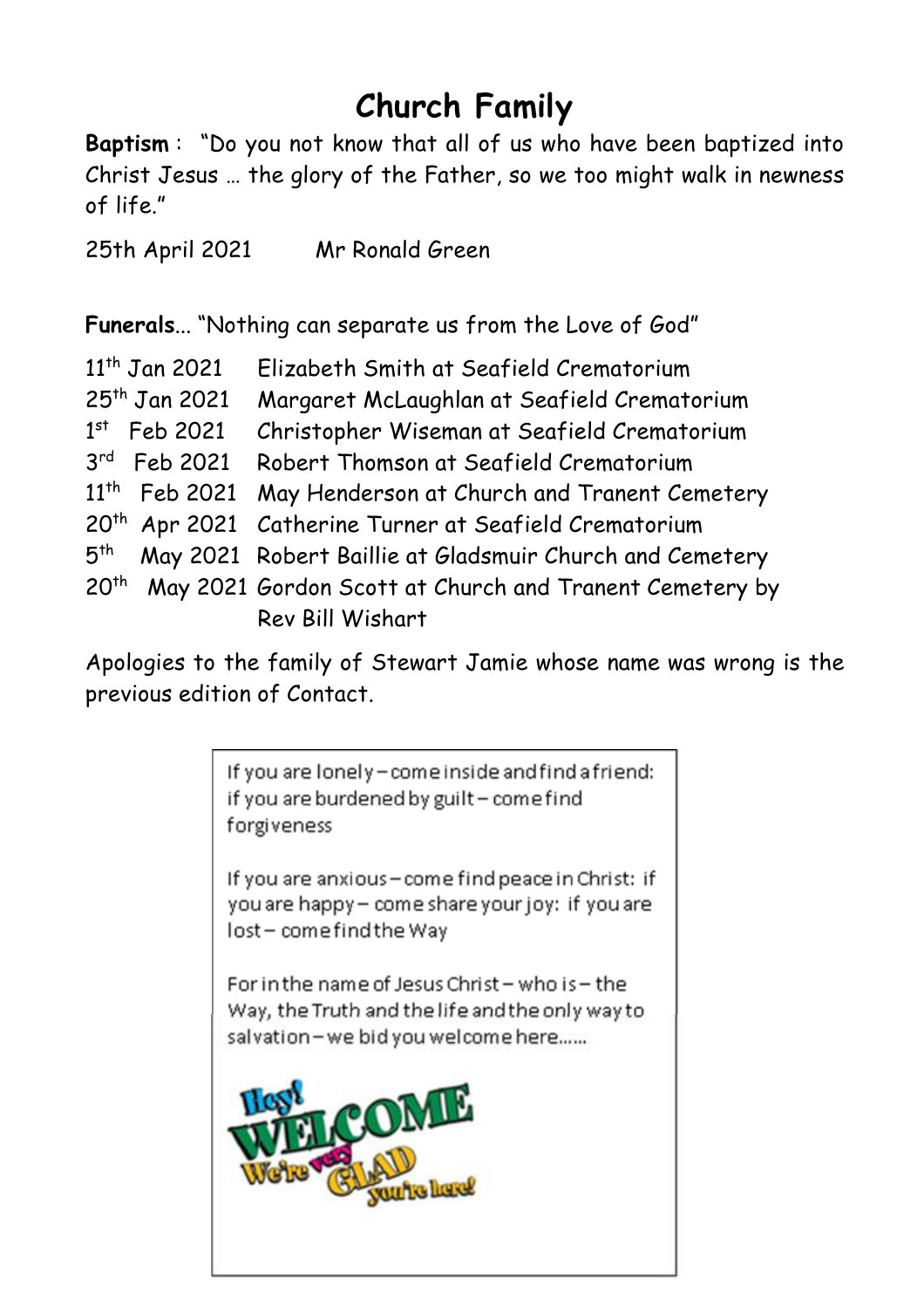# Church Family

**Baptism** : "Do you not know that all of us who have been baptized into Christ Jesus … the glory of the Father, so we too might walk in newness of life."

25th April 2021 Mr Ronald Green

**Funerals**... "Nothing can separate us from the Love of God"

11th Jan 2021 Elizabeth Smith at Seafield Crematorium
25th Jan 2021 Margaret McLaughlan at Seafield Crematorium
1st Feb 2021 Christopher Wiseman at Seafield Crematorium
3rd Feb 2021 Robert Thomson at Seafield Crematorium
11th Feb 2021 May Henderson at Church and Tranent Cemetery
20th Apr 2021 Catherine Turner at Seafield Crematorium
5th May 2021 Robert Baillie at Gladsmuir Church and Cemetery
20th May 2021 Gordon Scott at Church and Tranent Cemetery by Rev Bill Wishart

Apologies to the family of Stewart Jamie whose name was wrong is the previous edition of Contact.

If you are lonely – come inside and find a friend: if you are burdened by guilt – come find forgiveness

If you are anxious – come find peace in Christ: if you are happy – come share your joy: if you are lost – come find the Way

For in the name of Jesus Christ – who is – the Way, the Truth and the life and the only way to salvation – we bid you welcome here......

Hey! WELCOME We're very GLAD you're here!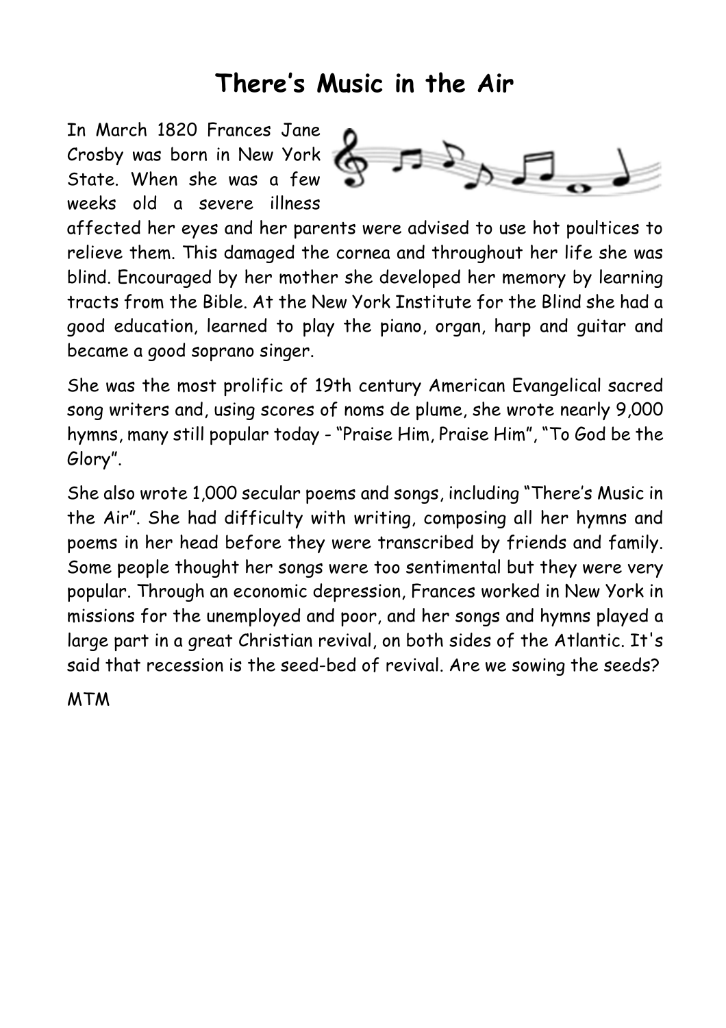# There's Music in the Air

In March 1820 Frances Jane Crosby was born in New York State. When she was a few weeks old a severe illness affected her eyes and her parents were advised to use hot poultices to relieve them. This damaged the cornea and throughout her life she was blind. Encouraged by her mother she developed her memory by learning tracts from the Bible. At the New York Institute for the Blind she had a good education, learned to play the piano, organ, harp and guitar and became a good soprano singer.

She was the most prolific of 19th century American Evangelical sacred song writers and, using scores of noms de plume, she wrote nearly 9,000 hymns, many still popular today - "Praise Him, Praise Him", "To God be the Glory".

She also wrote 1,000 secular poems and songs, including "There's Music in the Air". She had difficulty with writing, composing all her hymns and poems in her head before they were transcribed by friends and family. Some people thought her songs were too sentimental but they were very popular. Through an economic depression, Frances worked in New York in missions for the unemployed and poor, and her songs and hymns played a large part in a great Christian revival, on both sides of the Atlantic. It's said that recession is the seed-bed of revival. Are we sowing the seeds?

MTM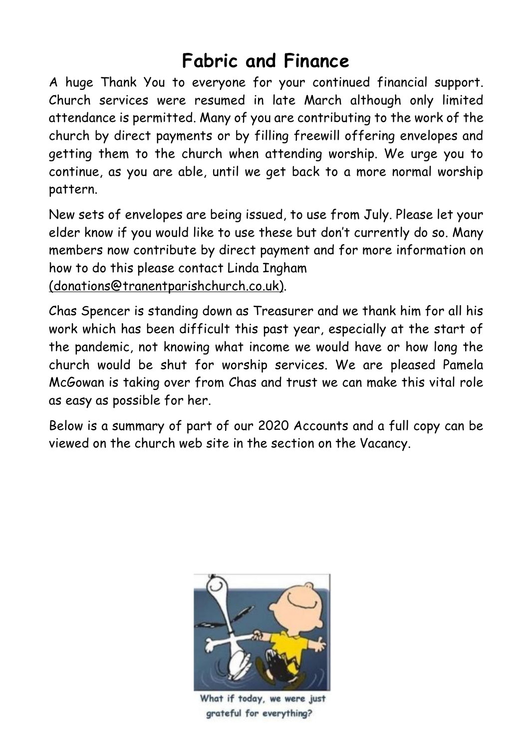# Fabric and Finance

A huge Thank You to everyone for your continued financial support. Church services were resumed in late March although only limited attendance is permitted. Many of you are contributing to the work of the church by direct payments or by filling freewill offering envelopes and getting them to the church when attending worship. We urge you to continue, as you are able, until we get back to a more normal worship pattern.

New sets of envelopes are being issued, to use from July. Please let your elder know if you would like to use these but don't currently do so. Many members now contribute by direct payment and for more information on how to do this please contact Linda Ingham (donations@tranentparishchurch.co.uk).

Chas Spencer is standing down as Treasurer and we thank him for all his work which has been difficult this past year, especially at the start of the pandemic, not knowing what income we would have or how long the church would be shut for worship services. We are pleased Pamela McGowan is taking over from Chas and trust we can make this vital role as easy as possible for her.

Below is a summary of part of our 2020 Accounts and a full copy can be viewed on the church web site in the section on the Vacancy.

What if today, we were just grateful for everything?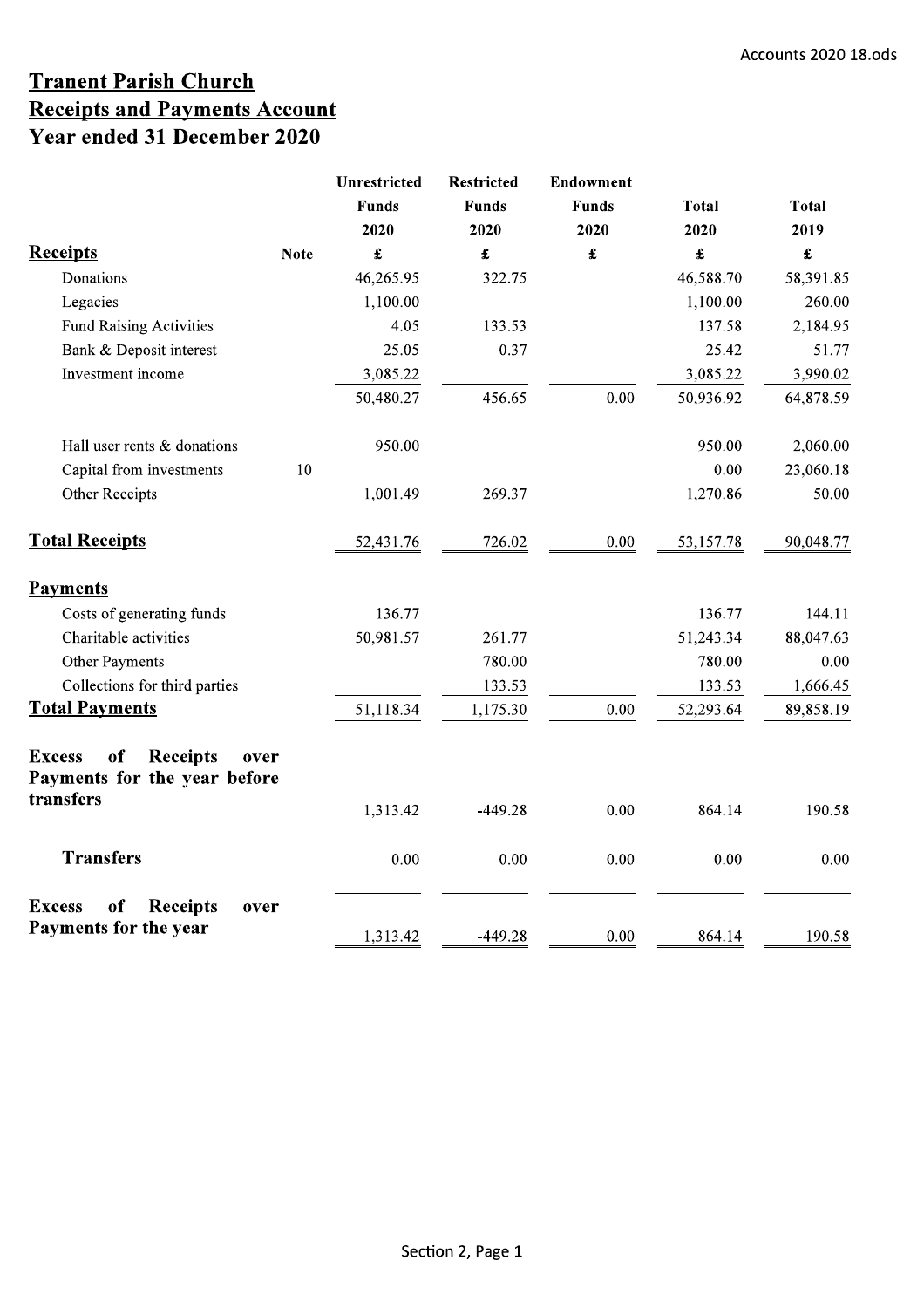# Tranent Parish Church
## Receipts and Payments Account
## Year ended 31 December 2020

| | Note | Unrestricted Funds 2020 | Restricted Funds 2020 | Endowment Funds 2020 | Total 2020 | Total 2019 |
|---|---|---|---|---|---|---|
| **Receipts** | | £ | £ | £ | £ | £ |
| Donations | | 46,265.95 | 322.75 | | 46,588.70 | 58,391.85 |
| Legacies | | 1,100.00 | | | 1,100.00 | 260.00 |
| Fund Raising Activities | | 4.05 | 133.53 | | 137.58 | 2,184.95 |
| Bank & Deposit interest | | 25.05 | 0.37 | | 25.42 | 51.77 |
| Investment income | | 3,085.22 | | | 3,085.22 | 3,990.02 |
| | | 50,480.27 | 456.65 | 0.00 | 50,936.92 | 64,878.59 |
| Hall user rents & donations | | 950.00 | | | 950.00 | 2,060.00 |
| Capital from investments | 10 | | | | 0.00 | 23,060.18 |
| Other Receipts | | 1,001.49 | 269.37 | | 1,270.86 | 50.00 |
| **Total Receipts** | | 52,431.76 | 726.02 | 0.00 | 53,157.78 | 90,048.77 |
| **Payments** | | | | | | |
| Costs of generating funds | | 136.77 | | | 136.77 | 144.11 |
| Charitable activities | | 50,981.57 | 261.77 | | 51,243.34 | 88,047.63 |
| Other Payments | | | 780.00 | | 780.00 | 0.00 |
| Collections for third parties | | | 133.53 | | 133.53 | 1,666.45 |
| **Total Payments** | | 51,118.34 | 1,175.30 | 0.00 | 52,293.64 | 89,858.19 |
| **Excess of Receipts over Payments for the year before transfers** | | 1,313.42 | -449.28 | 0.00 | 864.14 | 190.58 |
| **Transfers** | | 0.00 | 0.00 | 0.00 | 0.00 | 0.00 |
| **Excess of Receipts over Payments for the year** | | 1,313.42 | -449.28 | 0.00 | 864.14 | 190.58 |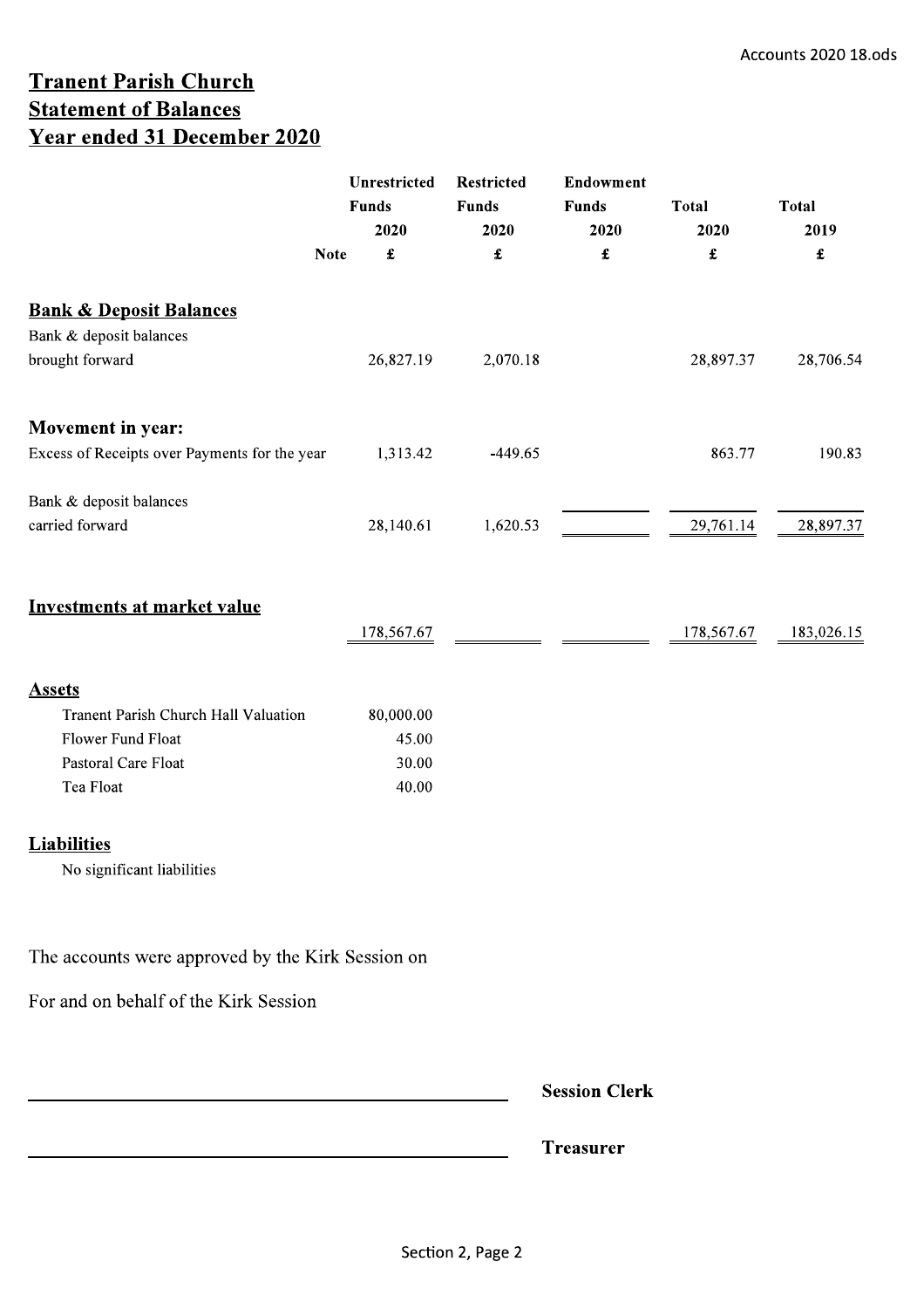## Tranent Parish Church
## Statement of Balances
## Year ended 31 December 2020

| | Note | Unrestricted Funds 2020 £ | Restricted Funds 2020 £ | Endowment Funds 2020 £ | Total 2020 £ | Total 2019 £ |
|---|---|---|---|---|---|---|
| **Bank & Deposit Balances** | | | | | | |
| Bank & deposit balances brought forward | | 26,827.19 | 2,070.18 | | 28,897.37 | 28,706.54 |
| **Movement in year:** | | | | | | |
| Excess of Receipts over Payments for the year | | 1,313.42 | -449.65 | | 863.77 | 190.83 |
| Bank & deposit balances carried forward | | 28,140.61 | 1,620.53 | | 29,761.14 | 28,897.37 |
| **Investments at market value** | | 178,567.67 | | | 178,567.67 | 183,026.15 |

**Assets**

| | |
|---|---|
| Tranent Parish Church Hall Valuation | 80,000.00 |
| Flower Fund Float | 45.00 |
| Pastoral Care Float | 30.00 |
| Tea Float | 40.00 |

**Liabilities**

No significant liabilities

The accounts were approved by the Kirk Session on

For and on behalf of the Kirk Session

\_\_\_\_\_\_\_\_\_\_\_\_\_\_\_\_\_\_\_\_\_\_\_\_\_\_\_\_\_\_ **Session Clerk**

\_\_\_\_\_\_\_\_\_\_\_\_\_\_\_\_\_\_\_\_\_\_\_\_\_\_\_\_\_\_ **Treasurer**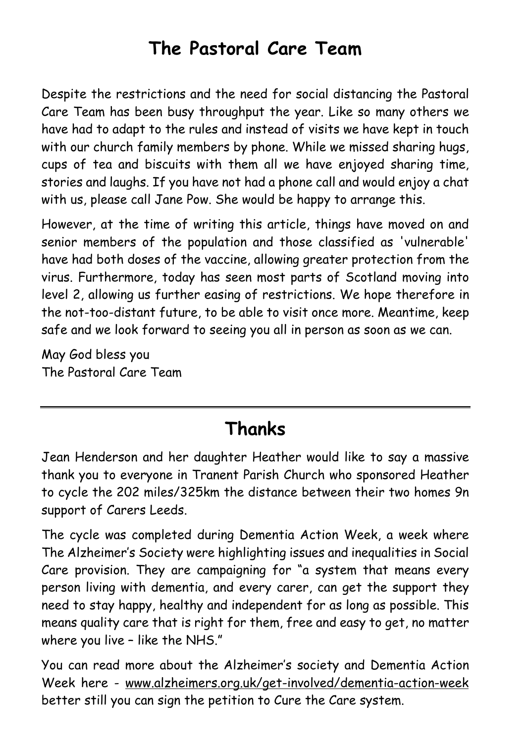# The Pastoral Care Team

Despite the restrictions and the need for social distancing the Pastoral Care Team has been busy throughput the year. Like so many others we have had to adapt to the rules and instead of visits we have kept in touch with our church family members by phone. While we missed sharing hugs, cups of tea and biscuits with them all we have enjoyed sharing time, stories and laughs. If you have not had a phone call and would enjoy a chat with us, please call Jane Pow. She would be happy to arrange this.

However, at the time of writing this article, things have moved on and senior members of the population and those classified as 'vulnerable' have had both doses of the vaccine, allowing greater protection from the virus. Furthermore, today has seen most parts of Scotland moving into level 2, allowing us further easing of restrictions. We hope therefore in the not-too-distant future, to be able to visit once more. Meantime, keep safe and we look forward to seeing you all in person as soon as we can.

May God bless you
The Pastoral Care Team

---

# Thanks

Jean Henderson and her daughter Heather would like to say a massive thank you to everyone in Tranent Parish Church who sponsored Heather to cycle the 202 miles/325km the distance between their two homes 9n support of Carers Leeds.

The cycle was completed during Dementia Action Week, a week where The Alzheimer's Society were highlighting issues and inequalities in Social Care provision. They are campaigning for "a system that means every person living with dementia, and every carer, can get the support they need to stay happy, healthy and independent for as long as possible. This means quality care that is right for them, free and easy to get, no matter where you live – like the NHS."

You can read more about the Alzheimer's society and Dementia Action Week here - www.alzheimers.org.uk/get-involved/dementia-action-week better still you can sign the petition to Cure the Care system.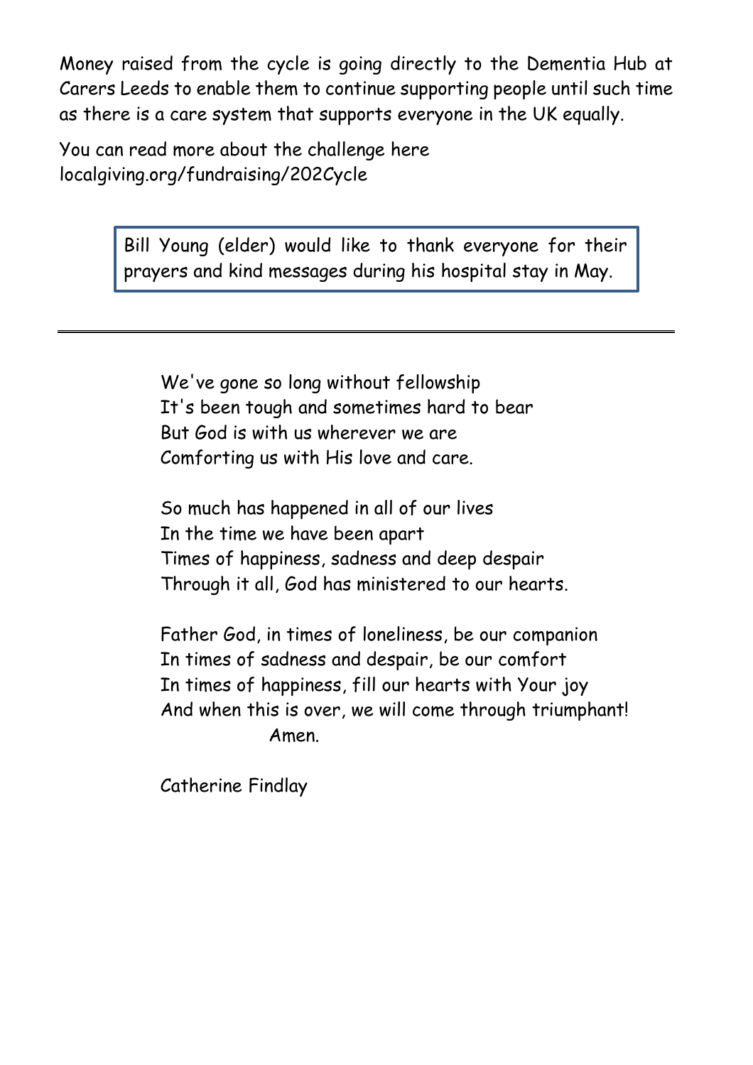Money raised from the cycle is going directly to the Dementia Hub at Carers Leeds to enable them to continue supporting people until such time as there is a care system that supports everyone in the UK equally.

You can read more about the challenge here localgiving.org/fundraising/202Cycle

> Bill Young (elder) would like to thank everyone for their prayers and kind messages during his hospital stay in May.

---

We've gone so long without fellowship  
It's been tough and sometimes hard to bear  
But God is with us wherever we are  
Comforting us with His love and care.

So much has happened in all of our lives  
In the time we have been apart  
Times of happiness, sadness and deep despair  
Through it all, God has ministered to our hearts.

Father God, in times of loneliness, be our companion  
In times of sadness and despair, be our comfort  
In times of happiness, fill our hearts with Your joy  
And when this is over, we will come through triumphant!  
Amen.

Catherine Findlay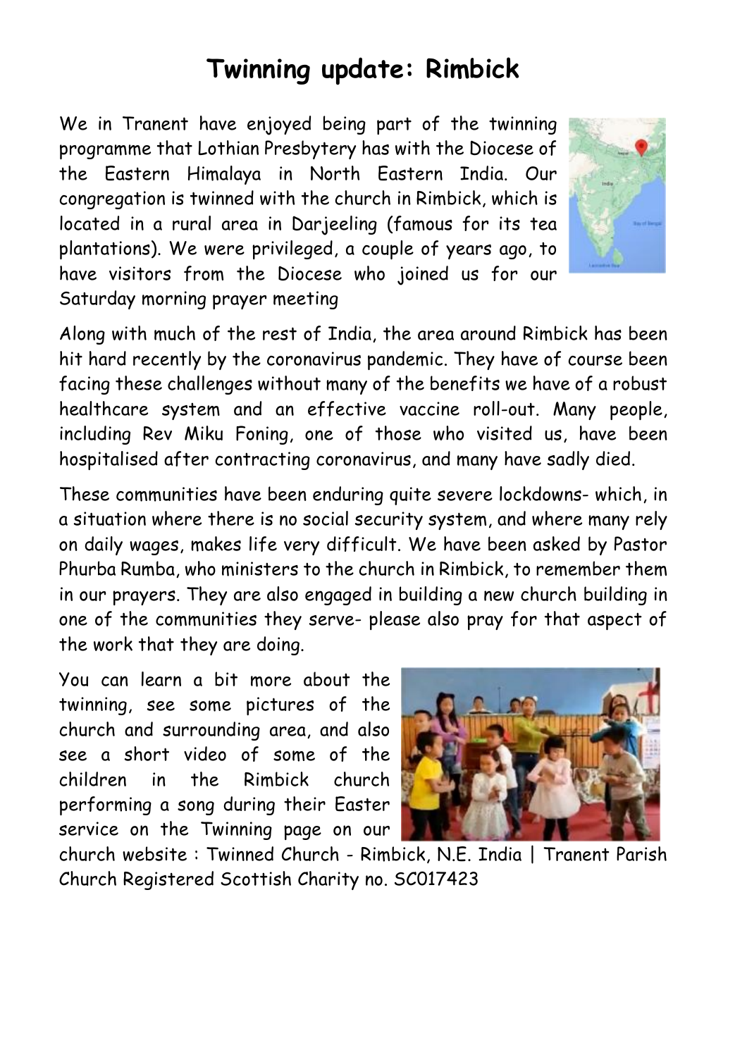# Twinning update: Rimbick

We in Tranent have enjoyed being part of the twinning programme that Lothian Presbytery has with the Diocese of the Eastern Himalaya in North Eastern India. Our congregation is twinned with the church in Rimbick, which is located in a rural area in Darjeeling (famous for its tea plantations). We were privileged, a couple of years ago, to have visitors from the Diocese who joined us for our Saturday morning prayer meeting

Along with much of the rest of India, the area around Rimbick has been hit hard recently by the coronavirus pandemic. They have of course been facing these challenges without many of the benefits we have of a robust healthcare system and an effective vaccine roll-out. Many people, including Rev Miku Foning, one of those who visited us, have been hospitalised after contracting coronavirus, and many have sadly died.

These communities have been enduring quite severe lockdowns- which, in a situation where there is no social security system, and where many rely on daily wages, makes life very difficult. We have been asked by Pastor Phurba Rumba, who ministers to the church in Rimbick, to remember them in our prayers. They are also engaged in building a new church building in one of the communities they serve- please also pray for that aspect of the work that they are doing.

You can learn a bit more about the twinning, see some pictures of the church and surrounding area, and also see a short video of some of the children in the Rimbick church performing a song during their Easter service on the Twinning page on our church website : Twinned Church - Rimbick, N.E. India | Tranent Parish Church Registered Scottish Charity no. SC017423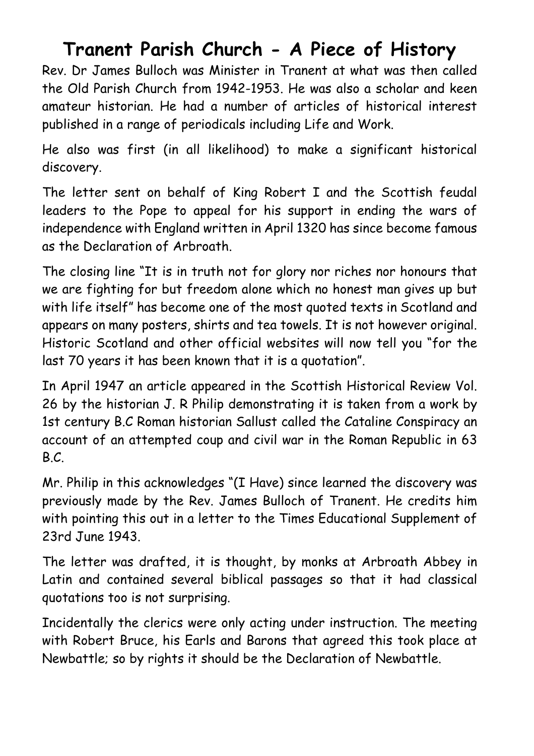# Tranent Parish Church - A Piece of History

Rev. Dr James Bulloch was Minister in Tranent at what was then called the Old Parish Church from 1942-1953. He was also a scholar and keen amateur historian. He had a number of articles of historical interest published in a range of periodicals including Life and Work.

He also was first (in all likelihood) to make a significant historical discovery.

The letter sent on behalf of King Robert I and the Scottish feudal leaders to the Pope to appeal for his support in ending the wars of independence with England written in April 1320 has since become famous as the Declaration of Arbroath.

The closing line "It is in truth not for glory nor riches nor honours that we are fighting for but freedom alone which no honest man gives up but with life itself" has become one of the most quoted texts in Scotland and appears on many posters, shirts and tea towels. It is not however original. Historic Scotland and other official websites will now tell you "for the last 70 years it has been known that it is a quotation".

In April 1947 an article appeared in the Scottish Historical Review Vol. 26 by the historian J. R Philip demonstrating it is taken from a work by 1st century B.C Roman historian Sallust called the Cataline Conspiracy an account of an attempted coup and civil war in the Roman Republic in 63 B.C.

Mr. Philip in this acknowledges "(I Have) since learned the discovery was previously made by the Rev. James Bulloch of Tranent. He credits him with pointing this out in a letter to the Times Educational Supplement of 23rd June 1943.

The letter was drafted, it is thought, by monks at Arbroath Abbey in Latin and contained several biblical passages so that it had classical quotations too is not surprising.

Incidentally the clerics were only acting under instruction. The meeting with Robert Bruce, his Earls and Barons that agreed this took place at Newbattle; so by rights it should be the Declaration of Newbattle.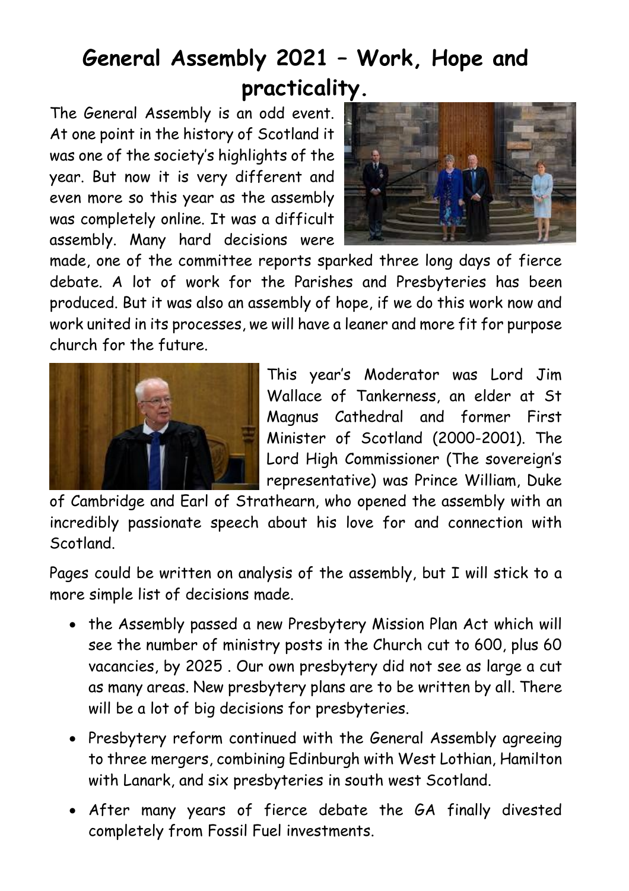# General Assembly 2021 – Work, Hope and practicality.

The General Assembly is an odd event. At one point in the history of Scotland it was one of the society's highlights of the year. But now it is very different and even more so this year as the assembly was completely online. It was a difficult assembly. Many hard decisions were made, one of the committee reports sparked three long days of fierce debate. A lot of work for the Parishes and Presbyteries has been produced. But it was also an assembly of hope, if we do this work now and work united in its processes, we will have a leaner and more fit for purpose church for the future.

This year's Moderator was Lord Jim Wallace of Tankerness, an elder at St Magnus Cathedral and former First Minister of Scotland (2000-2001). The Lord High Commissioner (The sovereign's representative) was Prince William, Duke of Cambridge and Earl of Strathearn, who opened the assembly with an incredibly passionate speech about his love for and connection with Scotland.

Pages could be written on analysis of the assembly, but I will stick to a more simple list of decisions made.

- the Assembly passed a new Presbytery Mission Plan Act which will see the number of ministry posts in the Church cut to 600, plus 60 vacancies, by 2025 . Our own presbytery did not see as large a cut as many areas. New presbytery plans are to be written by all. There will be a lot of big decisions for presbyteries.
- Presbytery reform continued with the General Assembly agreeing to three mergers, combining Edinburgh with West Lothian, Hamilton with Lanark, and six presbyteries in south west Scotland.
- After many years of fierce debate the GA finally divested completely from Fossil Fuel investments.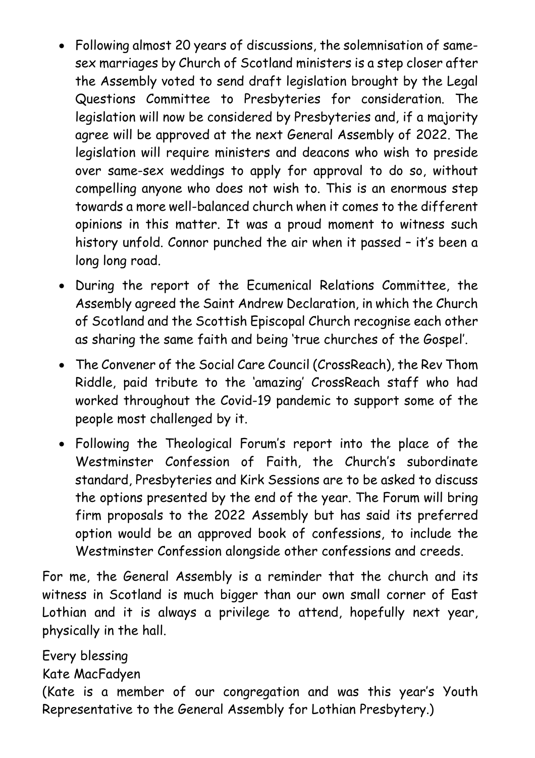- Following almost 20 years of discussions, the solemnisation of same-sex marriages by Church of Scotland ministers is a step closer after the Assembly voted to send draft legislation brought by the Legal Questions Committee to Presbyteries for consideration. The legislation will now be considered by Presbyteries and, if a majority agree will be approved at the next General Assembly of 2022. The legislation will require ministers and deacons who wish to preside over same-sex weddings to apply for approval to do so, without compelling anyone who does not wish to. This is an enormous step towards a more well-balanced church when it comes to the different opinions in this matter. It was a proud moment to witness such history unfold. Connor punched the air when it passed – it's been a long long road.
- During the report of the Ecumenical Relations Committee, the Assembly agreed the Saint Andrew Declaration, in which the Church of Scotland and the Scottish Episcopal Church recognise each other as sharing the same faith and being 'true churches of the Gospel'.
- The Convener of the Social Care Council (CrossReach), the Rev Thom Riddle, paid tribute to the 'amazing' CrossReach staff who had worked throughout the Covid-19 pandemic to support some of the people most challenged by it.
- Following the Theological Forum's report into the place of the Westminster Confession of Faith, the Church's subordinate standard, Presbyteries and Kirk Sessions are to be asked to discuss the options presented by the end of the year. The Forum will bring firm proposals to the 2022 Assembly but has said its preferred option would be an approved book of confessions, to include the Westminster Confession alongside other confessions and creeds.

For me, the General Assembly is a reminder that the church and its witness in Scotland is much bigger than our own small corner of East Lothian and it is always a privilege to attend, hopefully next year, physically in the hall.

Every blessing
Kate MacFadyen
(Kate is a member of our congregation and was this year's Youth Representative to the General Assembly for Lothian Presbytery.)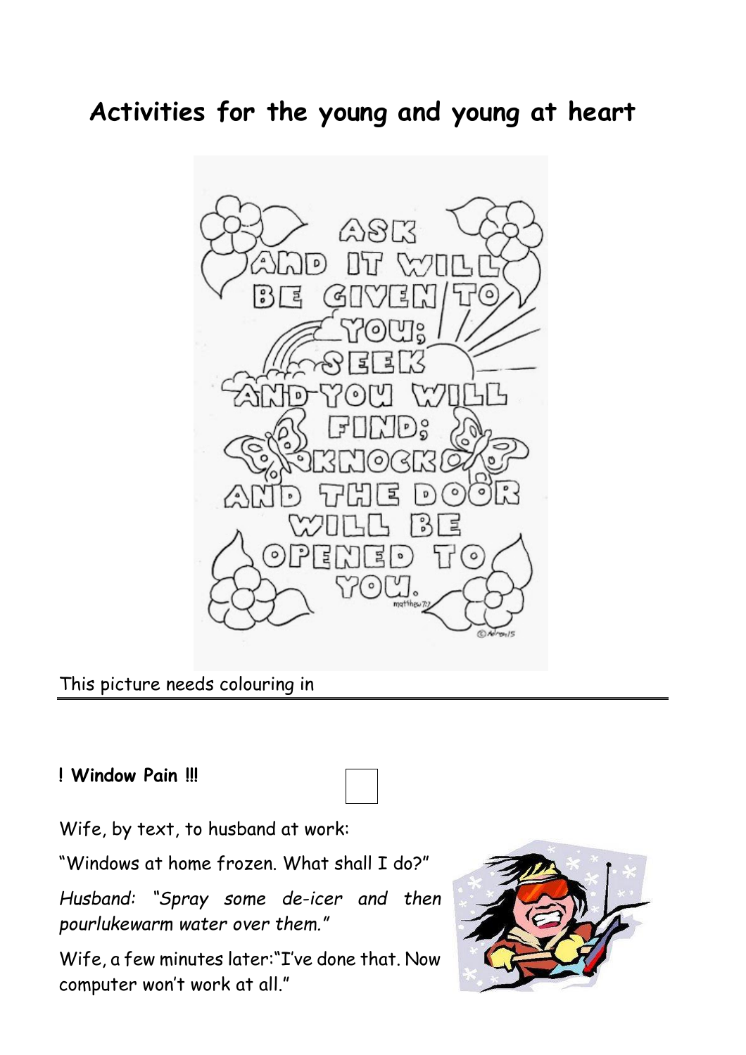# Activities for the young and young at heart

This picture needs colouring in

**! Window Pain !!!**

Wife, by text, to husband at work:

"Windows at home frozen. What shall I do?"

*Husband: "Spray some de-icer and then pourlukewarm water over them."*

Wife, a few minutes later:"I've done that. Now computer won't work at all."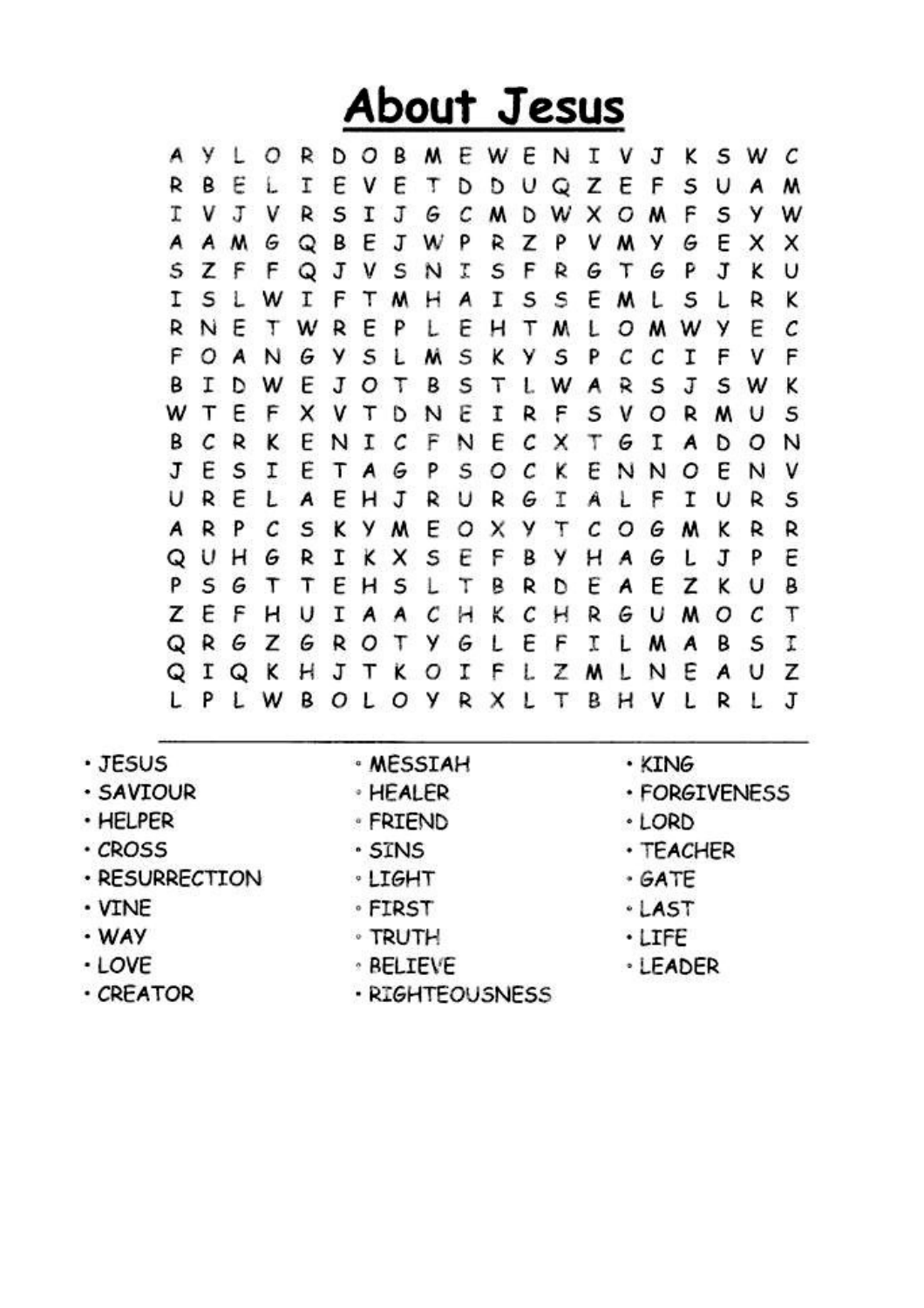# About Jesus

```
A Y L O R D O B M E W E N I V J K S W C
R B E L I E V E T D D U Q Z E F S U A M
I V J V R S I J G C M D W X O M F S Y W
A A M G Q B E J W P R Z P V M Y G E X X
S Z F F Q J V S N I S F R G T G P J K U
I S L W I F T M H A I S S E M L S L R K
R N E T W R E P L E H T M L O M W Y E C
F O A N G Y S L M S K Y S P C C I F V F
B I D W E J O T B S T L W A R S J S W K
W T E F X V T D N E I R F S V O R M U S
B C R K E N I C F N E C X T G I A D O N
J E S I E T A G P S O C K E N N O E N V
U R E L A E H J R U R G I A L F I U R S
A R P C S K Y M E O X Y T C O G M K R R
Q U H G R I K X S E F B Y H A G L J P E
P S G T T E H S L T B R D E A E Z K U B
Z E F H U I A A C H K C H R G U M O C T
Q R G Z G R O T Y G L E F I L M A B S I
Q I Q K H J T K O I F L Z M L N E A U Z
L P L W B O L O Y R X L T B H V L R L J
```

---

- JESUS
- SAVIOUR
- HELPER
- CROSS
- RESURRECTION
- VINE
- WAY
- LOVE
- CREATOR
- MESSIAH
- HEALER
- FRIEND
- SINS
- LIGHT
- FIRST
- TRUTH
- BELIEVE
- RIGHTEOUSNESS
- KING
- FORGIVENESS
- LORD
- TEACHER
- GATE
- LAST
- LIFE
- LEADER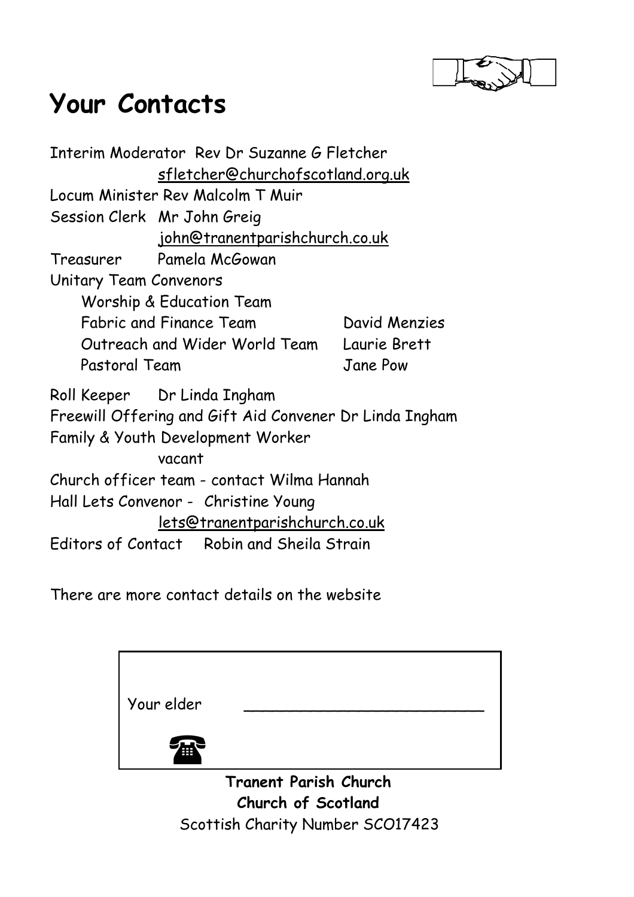# Your Contacts

Interim Moderator Rev Dr Suzanne G Fletcher
sfletcher@churchofscotland.org.uk

Locum Minister Rev Malcolm T Muir

Session Clerk Mr John Greig
john@tranentparishchurch.co.uk

Treasurer Pamela McGowan

Unitary Team Convenors

| | |
|---|---|
| Worship & Education Team | |
| Fabric and Finance Team | David Menzies |
| Outreach and Wider World Team | Laurie Brett |
| Pastoral Team | Jane Pow |

Roll Keeper Dr Linda Ingham

Freewill Offering and Gift Aid Convener Dr Linda Ingham

Family & Youth Development Worker
vacant

Church officer team - contact Wilma Hannah

Hall Lets Convenor - Christine Young
lets@tranentparishchurch.co.uk

Editors of Contact Robin and Sheila Strain

There are more contact details on the website

Your elder ____________________________

☎

**Tranent Parish Church**
**Church of Scotland**
Scottish Charity Number SCO17423